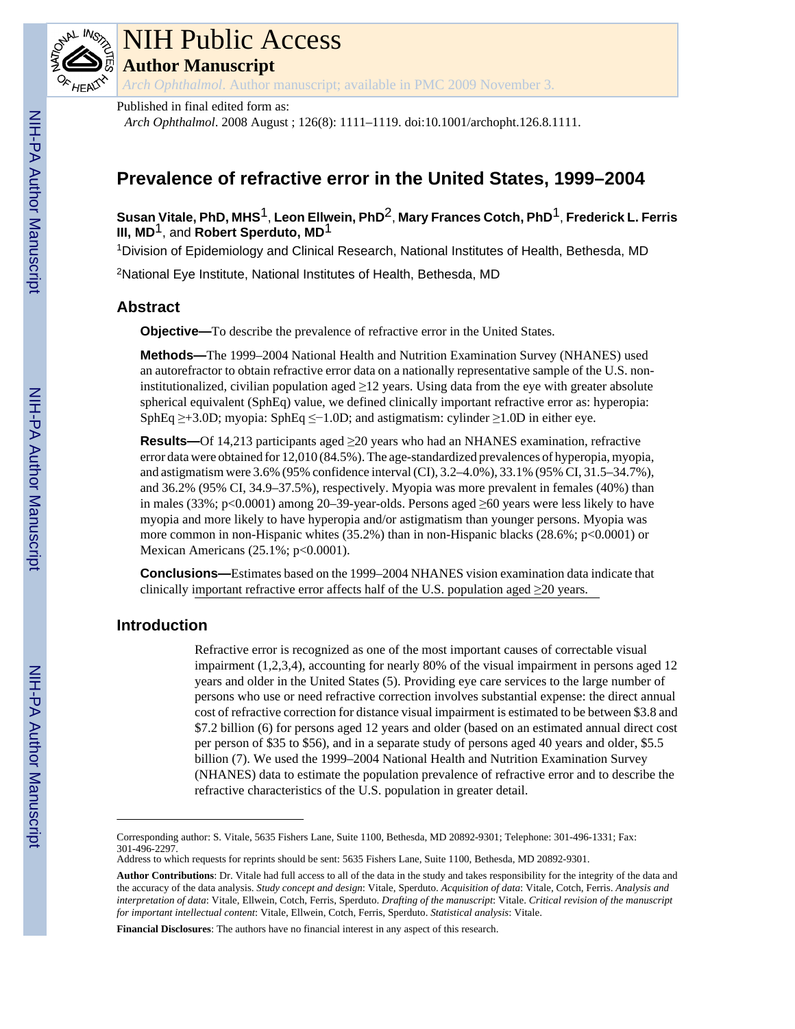# NIH Public Access

## Author Manuscript

*Arch Ophthalmol*. Author manuscript; available in PMC 2009 November 3.

Published in final edited form as:

*Arch Ophthalmol*. 2008 August ; 126(8): 1111–1119. doi:10.1001/archopht.126.8.1111.

# Prevalence of refractive error in the United States, 1999–2004

**Susan Vitale, PhD, MHS**[1], **Leon Ellwein, PhD**[2], **Mary Frances Cotch, PhD**[1], **Frederick L. Ferris III, MD**[1], and **Robert Sperduto, MD**[1]

[1]Division of Epidemiology and Clinical Research, National Institutes of Health, Bethesda, MD

[2]National Eye Institute, National Institutes of Health, Bethesda, MD

## Abstract

**Objective—**To describe the prevalence of refractive error in the United States.

**Methods—**The 1999–2004 National Health and Nutrition Examination Survey (NHANES) used an autorefractor to obtain refractive error data on a nationally representative sample of the U.S. non-institutionalized, civilian population aged ≥12 years. Using data from the eye with greater absolute spherical equivalent (SphEq) value, we defined clinically important refractive error as: hyperopia: SphEq ≥+3.0D; myopia: SphEq ≤−1.0D; and astigmatism: cylinder ≥1.0D in either eye.

**Results—**Of 14,213 participants aged ≥20 years who had an NHANES examination, refractive error data were obtained for 12,010 (84.5%). The age-standardized prevalences of hyperopia, myopia, and astigmatism were 3.6% (95% confidence interval (CI), 3.2–4.0%), 33.1% (95% CI, 31.5–34.7%), and 36.2% (95% CI, 34.9–37.5%), respectively. Myopia was more prevalent in females (40%) than in males (33%; $p<0.0001$) among 20–39-year-olds. Persons aged ≥60 years were less likely to have myopia and more likely to have hyperopia and/or astigmatism than younger persons. Myopia was more common in non-Hispanic whites (35.2%) than in non-Hispanic blacks (28.6%; $p<0.0001$) or Mexican Americans (25.1%; $p<0.0001$).

**Conclusions—**Estimates based on the 1999–2004 NHANES vision examination data indicate that clinically important refractive error affects half of the U.S. population aged ≥20 years.

## Introduction

Refractive error is recognized as one of the most important causes of correctable visual impairment (1,2,3,4), accounting for nearly 80% of the visual impairment in persons aged 12 years and older in the United States (5). Providing eye care services to the large number of persons who use or need refractive correction involves substantial expense: the direct annual cost of refractive correction for distance visual impairment is estimated to be between $3.8 and $7.2 billion (6) for persons aged 12 years and older (based on an estimated annual direct cost per person of $35 to $56), and in a separate study of persons aged 40 years and older, $5.5 billion (7). We used the 1999–2004 National Health and Nutrition Examination Survey (NHANES) data to estimate the population prevalence of refractive error and to describe the refractive characteristics of the U.S. population in greater detail.

---

Corresponding author: S. Vitale, 5635 Fishers Lane, Suite 1100, Bethesda, MD 20892-9301; Telephone: 301-496-1331; Fax: 301-496-2297.

Address to which requests for reprints should be sent: 5635 Fishers Lane, Suite 1100, Bethesda, MD 20892-9301.

**Author Contributions**: Dr. Vitale had full access to all of the data in the study and takes responsibility for the integrity of the data and the accuracy of the data analysis. *Study concept and design*: Vitale, Sperduto. *Acquisition of data*: Vitale, Cotch, Ferris. *Analysis and interpretation of data*: Vitale, Ellwein, Cotch, Ferris, Sperduto. *Drafting of the manuscript*: Vitale. *Critical revision of the manuscript for important intellectual content*: Vitale, Ellwein, Cotch, Ferris, Sperduto. *Statistical analysis*: Vitale.

**Financial Disclosures**: The authors have no financial interest in any aspect of this research.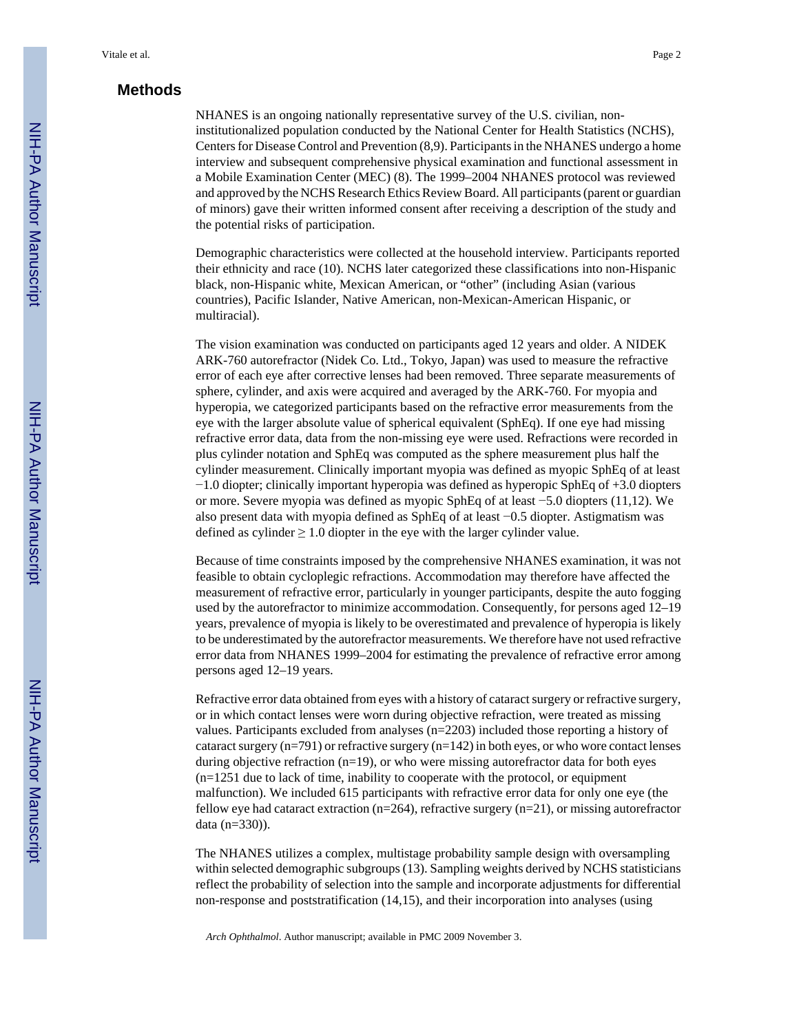## Methods

NHANES is an ongoing nationally representative survey of the U.S. civilian, non-institutionalized population conducted by the National Center for Health Statistics (NCHS), Centers for Disease Control and Prevention (8,9). Participants in the NHANES undergo a home interview and subsequent comprehensive physical examination and functional assessment in a Mobile Examination Center (MEC) (8). The 1999–2004 NHANES protocol was reviewed and approved by the NCHS Research Ethics Review Board. All participants (parent or guardian of minors) gave their written informed consent after receiving a description of the study and the potential risks of participation.

Demographic characteristics were collected at the household interview. Participants reported their ethnicity and race (10). NCHS later categorized these classifications into non-Hispanic black, non-Hispanic white, Mexican American, or "other" (including Asian (various countries), Pacific Islander, Native American, non-Mexican-American Hispanic, or multiracial).

The vision examination was conducted on participants aged 12 years and older. A NIDEK ARK-760 autorefractor (Nidek Co. Ltd., Tokyo, Japan) was used to measure the refractive error of each eye after corrective lenses had been removed. Three separate measurements of sphere, cylinder, and axis were acquired and averaged by the ARK-760. For myopia and hyperopia, we categorized participants based on the refractive error measurements from the eye with the larger absolute value of spherical equivalent (SphEq). If one eye had missing refractive error data, data from the non-missing eye were used. Refractions were recorded in plus cylinder notation and SphEq was computed as the sphere measurement plus half the cylinder measurement. Clinically important myopia was defined as myopic SphEq of at least −1.0 diopter; clinically important hyperopia was defined as hyperopic SphEq of +3.0 diopters or more. Severe myopia was defined as myopic SphEq of at least −5.0 diopters (11,12). We also present data with myopia defined as SphEq of at least −0.5 diopter. Astigmatism was defined as cylinder ≥ 1.0 diopter in the eye with the larger cylinder value.

Because of time constraints imposed by the comprehensive NHANES examination, it was not feasible to obtain cycloplegic refractions. Accommodation may therefore have affected the measurement of refractive error, particularly in younger participants, despite the auto fogging used by the autorefractor to minimize accommodation. Consequently, for persons aged 12–19 years, prevalence of myopia is likely to be overestimated and prevalence of hyperopia is likely to be underestimated by the autorefractor measurements. We therefore have not used refractive error data from NHANES 1999–2004 for estimating the prevalence of refractive error among persons aged 12–19 years.

Refractive error data obtained from eyes with a history of cataract surgery or refractive surgery, or in which contact lenses were worn during objective refraction, were treated as missing values. Participants excluded from analyses (n=2203) included those reporting a history of cataract surgery (n=791) or refractive surgery (n=142) in both eyes, or who wore contact lenses during objective refraction (n=19), or who were missing autorefractor data for both eyes (n=1251 due to lack of time, inability to cooperate with the protocol, or equipment malfunction). We included 615 participants with refractive error data for only one eye (the fellow eye had cataract extraction (n=264), refractive surgery (n=21), or missing autorefractor data (n=330)).

The NHANES utilizes a complex, multistage probability sample design with oversampling within selected demographic subgroups (13). Sampling weights derived by NCHS statisticians reflect the probability of selection into the sample and incorporate adjustments for differential non-response and poststratification (14,15), and their incorporation into analyses (using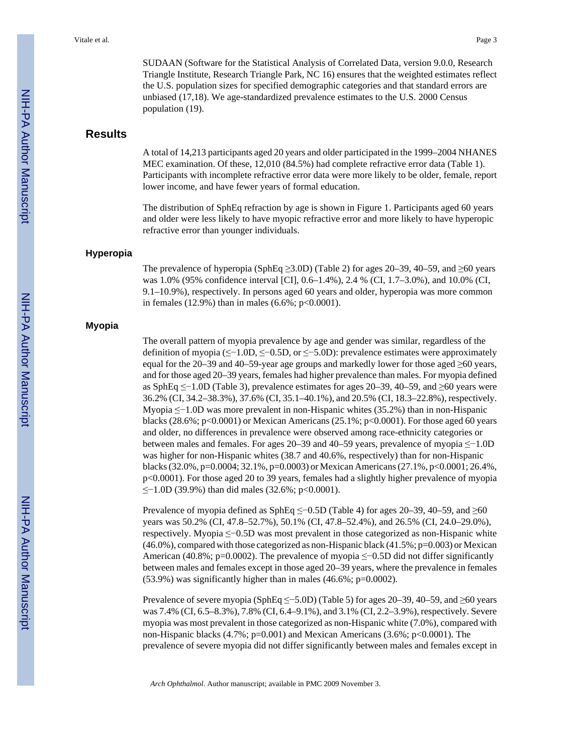SUDAAN (Software for the Statistical Analysis of Correlated Data, version 9.0.0, Research Triangle Institute, Research Triangle Park, NC 16) ensures that the weighted estimates reflect the U.S. population sizes for specified demographic categories and that standard errors are unbiased (17,18). We age-standardized prevalence estimates to the U.S. 2000 Census population (19).

## Results

A total of 14,213 participants aged 20 years and older participated in the 1999–2004 NHANES MEC examination. Of these, 12,010 (84.5%) had complete refractive error data (Table 1). Participants with incomplete refractive error data were more likely to be older, female, report lower income, and have fewer years of formal education.

The distribution of SphEq refraction by age is shown in Figure 1. Participants aged 60 years and older were less likely to have myopic refractive error and more likely to have hyperopic refractive error than younger individuals.

### Hyperopia

The prevalence of hyperopia (SphEq ≥3.0D) (Table 2) for ages 20–39, 40–59, and ≥60 years was 1.0% (95% confidence interval [CI], 0.6–1.4%), 2.4 % (CI, 1.7–3.0%), and 10.0% (CI, 9.1–10.9%), respectively. In persons aged 60 years and older, hyperopia was more common in females (12.9%) than in males (6.6%; $p<0.0001$).

### Myopia

The overall pattern of myopia prevalence by age and gender was similar, regardless of the definition of myopia (≤−1.0D, ≤−0.5D, or ≤−5.0D): prevalence estimates were approximately equal for the 20–39 and 40–59-year age groups and markedly lower for those aged ≥60 years, and for those aged 20–39 years, females had higher prevalence than males. For myopia defined as SphEq ≤−1.0D (Table 3), prevalence estimates for ages 20–39, 40–59, and ≥60 years were 36.2% (CI, 34.2–38.3%), 37.6% (CI, 35.1–40.1%), and 20.5% (CI, 18.3–22.8%), respectively. Myopia ≤−1.0D was more prevalent in non-Hispanic whites (35.2%) than in non-Hispanic blacks (28.6%; $p<0.0001$) or Mexican Americans (25.1%; $p<0.0001$). For those aged 60 years and older, no differences in prevalence were observed among race-ethnicity categories or between males and females. For ages 20–39 and 40–59 years, prevalence of myopia ≤−1.0D was higher for non-Hispanic whites (38.7 and 40.6%, respectively) than for non-Hispanic blacks (32.0%, $p=0.0004$; 32.1%, $p=0.0003$) or Mexican Americans (27.1%, $p<0.0001$; 26.4%, $p<0.0001$). For those aged 20 to 39 years, females had a slightly higher prevalence of myopia ≤−1.0D (39.9%) than did males (32.6%; $p<0.0001$).

Prevalence of myopia defined as SphEq ≤−0.5D (Table 4) for ages 20–39, 40–59, and ≥60 years was 50.2% (CI, 47.8–52.7%), 50.1% (CI, 47.8–52.4%), and 26.5% (CI, 24.0–29.0%), respectively. Myopia ≤−0.5D was most prevalent in those categorized as non-Hispanic white (46.0%), compared with those categorized as non-Hispanic black (41.5%; $p=0.003$) or Mexican American (40.8%; $p=0.0002$). The prevalence of myopia ≤−0.5D did not differ significantly between males and females except in those aged 20–39 years, where the prevalence in females (53.9%) was significantly higher than in males (46.6%; $p=0.0002$).

Prevalence of severe myopia (SphEq ≤−5.0D) (Table 5) for ages 20–39, 40–59, and ≥60 years was 7.4% (CI, 6.5–8.3%), 7.8% (CI, 6.4–9.1%), and 3.1% (CI, 2.2–3.9%), respectively. Severe myopia was most prevalent in those categorized as non-Hispanic white (7.0%), compared with non-Hispanic blacks (4.7%; $p=0.001$) and Mexican Americans (3.6%; $p<0.0001$). The prevalence of severe myopia did not differ significantly between males and females except in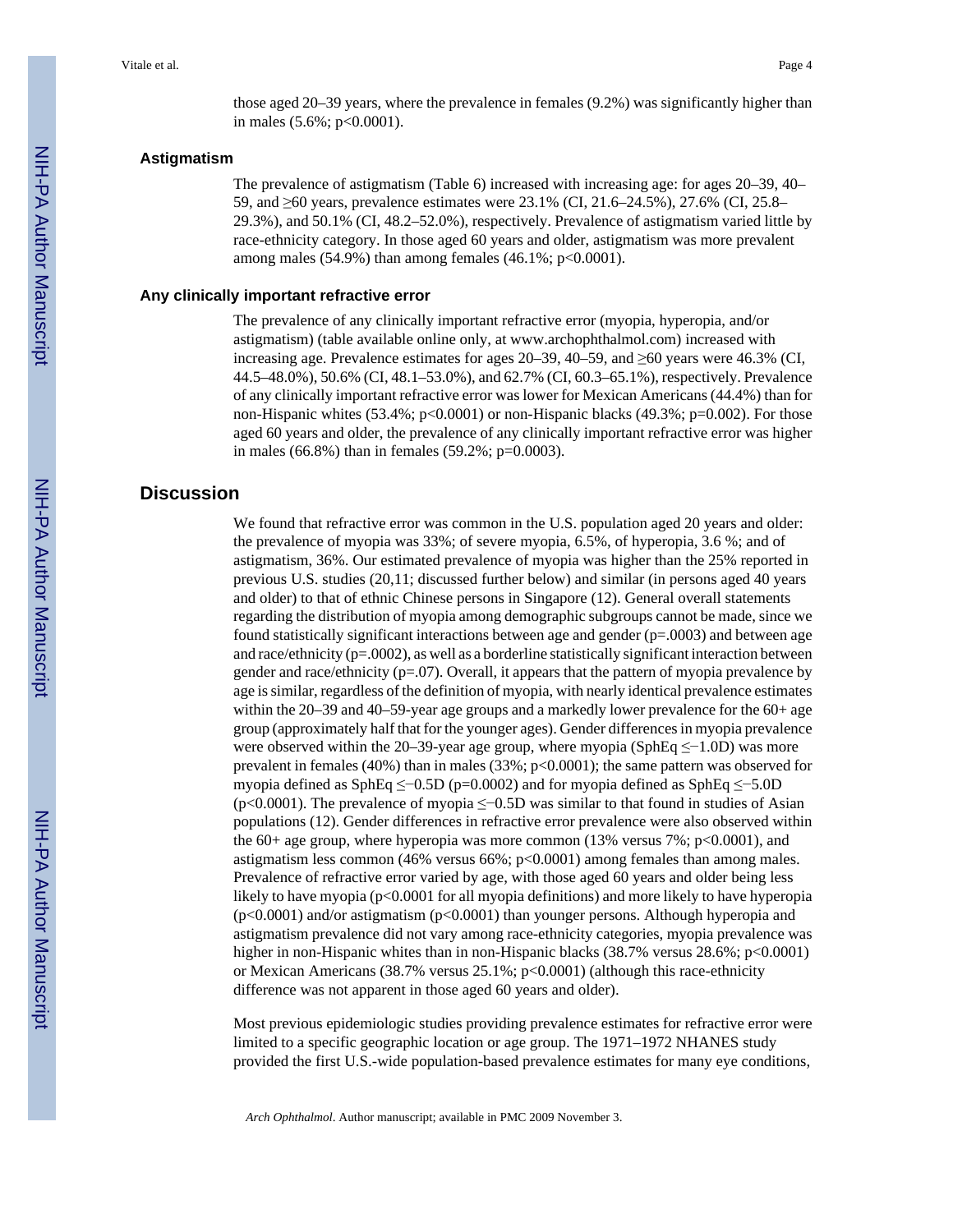those aged 20–39 years, where the prevalence in females (9.2%) was significantly higher than in males (5.6%; $p<0.0001$).

### Astigmatism

The prevalence of astigmatism (Table 6) increased with increasing age: for ages 20–39, 40–59, and ≥60 years, prevalence estimates were 23.1% (CI, 21.6–24.5%), 27.6% (CI, 25.8–29.3%), and 50.1% (CI, 48.2–52.0%), respectively. Prevalence of astigmatism varied little by race-ethnicity category. In those aged 60 years and older, astigmatism was more prevalent among males (54.9%) than among females (46.1%; $p<0.0001$).

### Any clinically important refractive error

The prevalence of any clinically important refractive error (myopia, hyperopia, and/or astigmatism) (table available online only, at www.archophthalmol.com) increased with increasing age. Prevalence estimates for ages 20–39, 40–59, and ≥60 years were 46.3% (CI, 44.5–48.0%), 50.6% (CI, 48.1–53.0%), and 62.7% (CI, 60.3–65.1%), respectively. Prevalence of any clinically important refractive error was lower for Mexican Americans (44.4%) than for non-Hispanic whites (53.4%; $p<0.0001$) or non-Hispanic blacks (49.3%; $p=0.002$). For those aged 60 years and older, the prevalence of any clinically important refractive error was higher in males (66.8%) than in females (59.2%; $p=0.0003$).

## Discussion

We found that refractive error was common in the U.S. population aged 20 years and older: the prevalence of myopia was 33%; of severe myopia, 6.5%, of hyperopia, 3.6 %; and of astigmatism, 36%. Our estimated prevalence of myopia was higher than the 25% reported in previous U.S. studies (20,11; discussed further below) and similar (in persons aged 40 years and older) to that of ethnic Chinese persons in Singapore (12). General overall statements regarding the distribution of myopia among demographic subgroups cannot be made, since we found statistically significant interactions between age and gender ($p=.0003$) and between age and race/ethnicity ($p=.0002$), as well as a borderline statistically significant interaction between gender and race/ethnicity ($p=.07$). Overall, it appears that the pattern of myopia prevalence by age is similar, regardless of the definition of myopia, with nearly identical prevalence estimates within the 20–39 and 40–59-year age groups and a markedly lower prevalence for the 60+ age group (approximately half that for the younger ages). Gender differences in myopia prevalence were observed within the 20–39-year age group, where myopia (SphEq ≤−1.0D) was more prevalent in females (40%) than in males (33%; $p<0.0001$); the same pattern was observed for myopia defined as SphEq ≤−0.5D ($p=0.0002$) and for myopia defined as SphEq ≤−5.0D ($p<0.0001$). The prevalence of myopia ≤−0.5D was similar to that found in studies of Asian populations (12). Gender differences in refractive error prevalence were also observed within the 60+ age group, where hyperopia was more common (13% versus 7%; $p<0.0001$), and astigmatism less common (46% versus 66%; $p<0.0001$) among females than among males. Prevalence of refractive error varied by age, with those aged 60 years and older being less likely to have myopia ($p<0.0001$ for all myopia definitions) and more likely to have hyperopia ($p<0.0001$) and/or astigmatism ($p<0.0001$) than younger persons. Although hyperopia and astigmatism prevalence did not vary among race-ethnicity categories, myopia prevalence was higher in non-Hispanic whites than in non-Hispanic blacks (38.7% versus 28.6%; $p<0.0001$) or Mexican Americans (38.7% versus 25.1%; $p<0.0001$) (although this race-ethnicity difference was not apparent in those aged 60 years and older).

Most previous epidemiologic studies providing prevalence estimates for refractive error were limited to a specific geographic location or age group. The 1971–1972 NHANES study provided the first U.S.-wide population-based prevalence estimates for many eye conditions,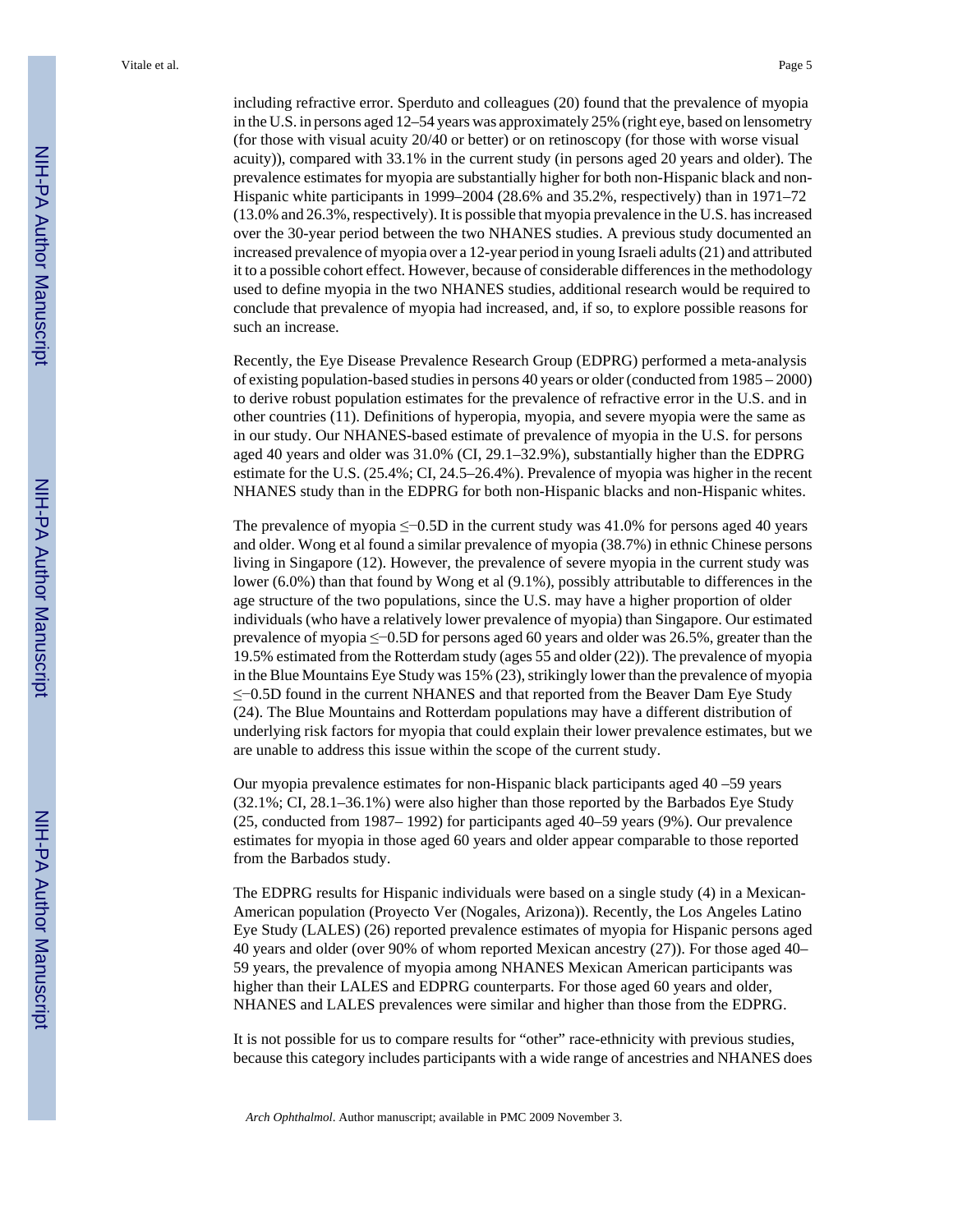including refractive error. Sperduto and colleagues (20) found that the prevalence of myopia in the U.S. in persons aged 12–54 years was approximately 25% (right eye, based on lensometry (for those with visual acuity 20/40 or better) or on retinoscopy (for those with worse visual acuity)), compared with 33.1% in the current study (in persons aged 20 years and older). The prevalence estimates for myopia are substantially higher for both non-Hispanic black and non-Hispanic white participants in 1999–2004 (28.6% and 35.2%, respectively) than in 1971–72 (13.0% and 26.3%, respectively). It is possible that myopia prevalence in the U.S. has increased over the 30-year period between the two NHANES studies. A previous study documented an increased prevalence of myopia over a 12-year period in young Israeli adults (21) and attributed it to a possible cohort effect. However, because of considerable differences in the methodology used to define myopia in the two NHANES studies, additional research would be required to conclude that prevalence of myopia had increased, and, if so, to explore possible reasons for such an increase.

Recently, the Eye Disease Prevalence Research Group (EDPRG) performed a meta-analysis of existing population-based studies in persons 40 years or older (conducted from 1985 – 2000) to derive robust population estimates for the prevalence of refractive error in the U.S. and in other countries (11). Definitions of hyperopia, myopia, and severe myopia were the same as in our study. Our NHANES-based estimate of prevalence of myopia in the U.S. for persons aged 40 years and older was 31.0% (CI, 29.1–32.9%), substantially higher than the EDPRG estimate for the U.S. (25.4%; CI, 24.5–26.4%). Prevalence of myopia was higher in the recent NHANES study than in the EDPRG for both non-Hispanic blacks and non-Hispanic whites.

The prevalence of myopia ≤−0.5D in the current study was 41.0% for persons aged 40 years and older. Wong et al found a similar prevalence of myopia (38.7%) in ethnic Chinese persons living in Singapore (12). However, the prevalence of severe myopia in the current study was lower (6.0%) than that found by Wong et al (9.1%), possibly attributable to differences in the age structure of the two populations, since the U.S. may have a higher proportion of older individuals (who have a relatively lower prevalence of myopia) than Singapore. Our estimated prevalence of myopia ≤−0.5D for persons aged 60 years and older was 26.5%, greater than the 19.5% estimated from the Rotterdam study (ages 55 and older (22)). The prevalence of myopia in the Blue Mountains Eye Study was 15% (23), strikingly lower than the prevalence of myopia ≤−0.5D found in the current NHANES and that reported from the Beaver Dam Eye Study (24). The Blue Mountains and Rotterdam populations may have a different distribution of underlying risk factors for myopia that could explain their lower prevalence estimates, but we are unable to address this issue within the scope of the current study.

Our myopia prevalence estimates for non-Hispanic black participants aged 40 –59 years (32.1%; CI, 28.1–36.1%) were also higher than those reported by the Barbados Eye Study (25, conducted from 1987– 1992) for participants aged 40–59 years (9%). Our prevalence estimates for myopia in those aged 60 years and older appear comparable to those reported from the Barbados study.

The EDPRG results for Hispanic individuals were based on a single study (4) in a Mexican-American population (Proyecto Ver (Nogales, Arizona)). Recently, the Los Angeles Latino Eye Study (LALES) (26) reported prevalence estimates of myopia for Hispanic persons aged 40 years and older (over 90% of whom reported Mexican ancestry (27)). For those aged 40–59 years, the prevalence of myopia among NHANES Mexican American participants was higher than their LALES and EDPRG counterparts. For those aged 60 years and older, NHANES and LALES prevalences were similar and higher than those from the EDPRG.

It is not possible for us to compare results for "other" race-ethnicity with previous studies, because this category includes participants with a wide range of ancestries and NHANES does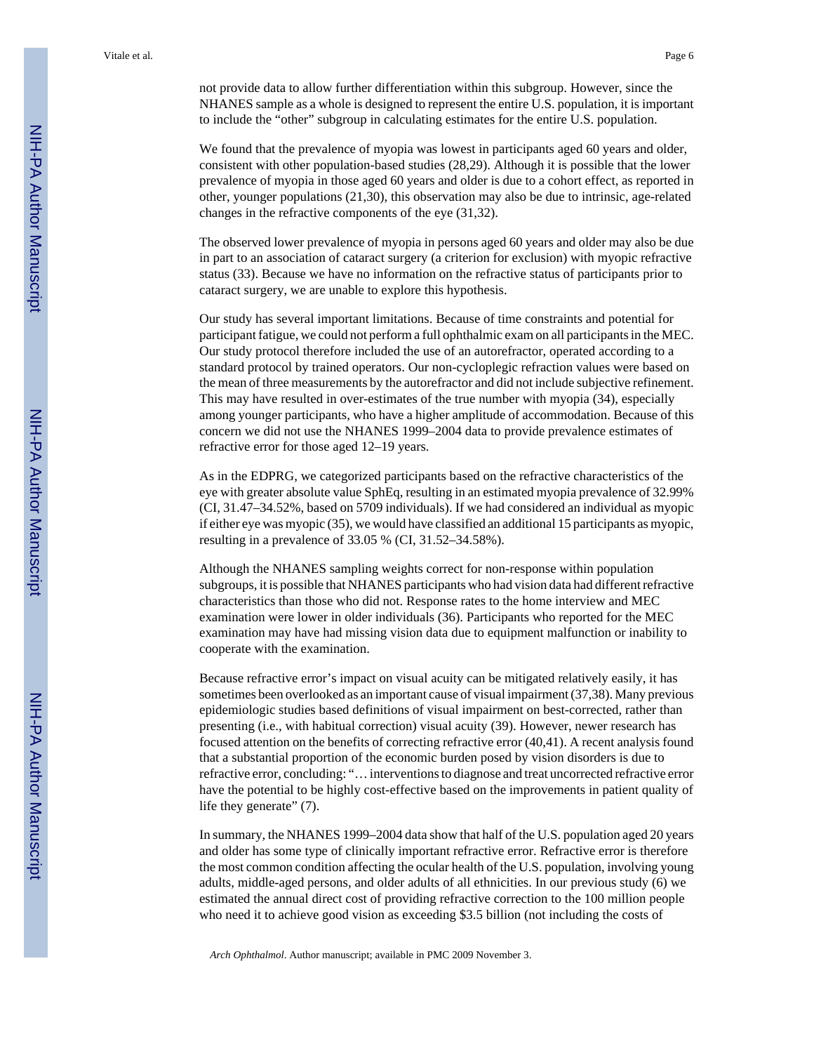not provide data to allow further differentiation within this subgroup. However, since the NHANES sample as a whole is designed to represent the entire U.S. population, it is important to include the "other" subgroup in calculating estimates for the entire U.S. population.

We found that the prevalence of myopia was lowest in participants aged 60 years and older, consistent with other population-based studies (28,29). Although it is possible that the lower prevalence of myopia in those aged 60 years and older is due to a cohort effect, as reported in other, younger populations (21,30), this observation may also be due to intrinsic, age-related changes in the refractive components of the eye (31,32).

The observed lower prevalence of myopia in persons aged 60 years and older may also be due in part to an association of cataract surgery (a criterion for exclusion) with myopic refractive status (33). Because we have no information on the refractive status of participants prior to cataract surgery, we are unable to explore this hypothesis.

Our study has several important limitations. Because of time constraints and potential for participant fatigue, we could not perform a full ophthalmic exam on all participants in the MEC. Our study protocol therefore included the use of an autorefractor, operated according to a standard protocol by trained operators. Our non-cycloplegic refraction values were based on the mean of three measurements by the autorefractor and did not include subjective refinement. This may have resulted in over-estimates of the true number with myopia (34), especially among younger participants, who have a higher amplitude of accommodation. Because of this concern we did not use the NHANES 1999–2004 data to provide prevalence estimates of refractive error for those aged 12–19 years.

As in the EDPRG, we categorized participants based on the refractive characteristics of the eye with greater absolute value SphEq, resulting in an estimated myopia prevalence of 32.99% (CI, 31.47–34.52%, based on 5709 individuals). If we had considered an individual as myopic if either eye was myopic (35), we would have classified an additional 15 participants as myopic, resulting in a prevalence of 33.05 % (CI, 31.52–34.58%).

Although the NHANES sampling weights correct for non-response within population subgroups, it is possible that NHANES participants who had vision data had different refractive characteristics than those who did not. Response rates to the home interview and MEC examination were lower in older individuals (36). Participants who reported for the MEC examination may have had missing vision data due to equipment malfunction or inability to cooperate with the examination.

Because refractive error's impact on visual acuity can be mitigated relatively easily, it has sometimes been overlooked as an important cause of visual impairment (37,38). Many previous epidemiologic studies based definitions of visual impairment on best-corrected, rather than presenting (i.e., with habitual correction) visual acuity (39). However, newer research has focused attention on the benefits of correcting refractive error (40,41). A recent analysis found that a substantial proportion of the economic burden posed by vision disorders is due to refractive error, concluding: "… interventions to diagnose and treat uncorrected refractive error have the potential to be highly cost-effective based on the improvements in patient quality of life they generate" (7).

In summary, the NHANES 1999–2004 data show that half of the U.S. population aged 20 years and older has some type of clinically important refractive error. Refractive error is therefore the most common condition affecting the ocular health of the U.S. population, involving young adults, middle-aged persons, and older adults of all ethnicities. In our previous study (6) we estimated the annual direct cost of providing refractive correction to the 100 million people who need it to achieve good vision as exceeding $3.5 billion (not including the costs of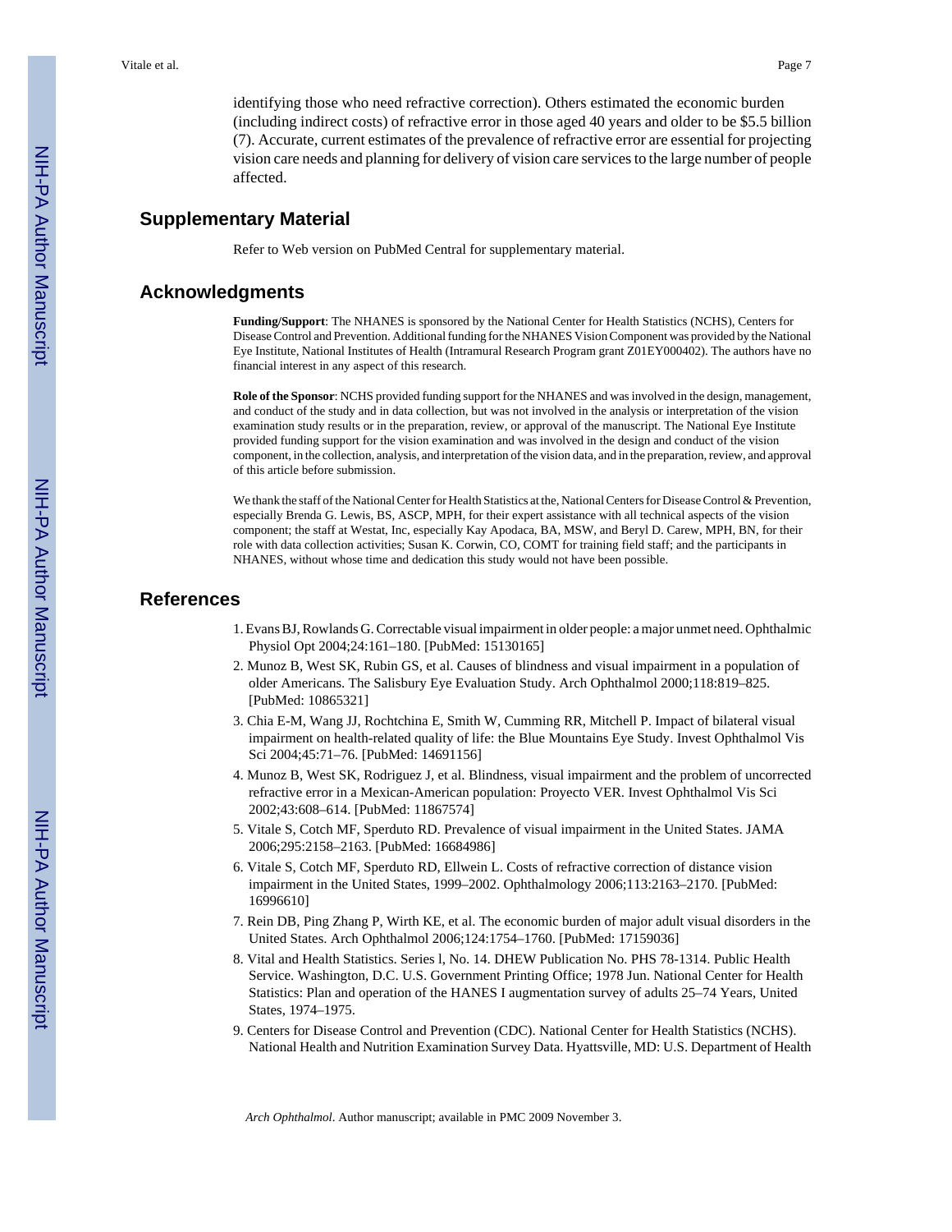identifying those who need refractive correction). Others estimated the economic burden (including indirect costs) of refractive error in those aged 40 years and older to be $5.5 billion (7). Accurate, current estimates of the prevalence of refractive error are essential for projecting vision care needs and planning for delivery of vision care services to the large number of people affected.

## Supplementary Material

Refer to Web version on PubMed Central for supplementary material.

## Acknowledgments

**Funding/Support**: The NHANES is sponsored by the National Center for Health Statistics (NCHS), Centers for Disease Control and Prevention. Additional funding for the NHANES Vision Component was provided by the National Eye Institute, National Institutes of Health (Intramural Research Program grant Z01EY000402). The authors have no financial interest in any aspect of this research.

**Role of the Sponsor**: NCHS provided funding support for the NHANES and was involved in the design, management, and conduct of the study and in data collection, but was not involved in the analysis or interpretation of the vision examination study results or in the preparation, review, or approval of the manuscript. The National Eye Institute provided funding support for the vision examination and was involved in the design and conduct of the vision component, in the collection, analysis, and interpretation of the vision data, and in the preparation, review, and approval of this article before submission.

We thank the staff of the National Center for Health Statistics at the, National Centers for Disease Control & Prevention, especially Brenda G. Lewis, BS, ASCP, MPH, for their expert assistance with all technical aspects of the vision component; the staff at Westat, Inc, especially Kay Apodaca, BA, MSW, and Beryl D. Carew, MPH, BN, for their role with data collection activities; Susan K. Corwin, CO, COMT for training field staff; and the participants in NHANES, without whose time and dedication this study would not have been possible.

## References

1. Evans BJ, Rowlands G. Correctable visual impairment in older people: a major unmet need. Ophthalmic Physiol Opt 2004;24:161–180. [PubMed: 15130165]
2. Munoz B, West SK, Rubin GS, et al. Causes of blindness and visual impairment in a population of older Americans. The Salisbury Eye Evaluation Study. Arch Ophthalmol 2000;118:819–825. [PubMed: 10865321]
3. Chia E-M, Wang JJ, Rochtchina E, Smith W, Cumming RR, Mitchell P. Impact of bilateral visual impairment on health-related quality of life: the Blue Mountains Eye Study. Invest Ophthalmol Vis Sci 2004;45:71–76. [PubMed: 14691156]
4. Munoz B, West SK, Rodriguez J, et al. Blindness, visual impairment and the problem of uncorrected refractive error in a Mexican-American population: Proyecto VER. Invest Ophthalmol Vis Sci 2002;43:608–614. [PubMed: 11867574]
5. Vitale S, Cotch MF, Sperduto RD. Prevalence of visual impairment in the United States. JAMA 2006;295:2158–2163. [PubMed: 16684986]
6. Vitale S, Cotch MF, Sperduto RD, Ellwein L. Costs of refractive correction of distance vision impairment in the United States, 1999–2002. Ophthalmology 2006;113:2163–2170. [PubMed: 16996610]
7. Rein DB, Ping Zhang P, Wirth KE, et al. The economic burden of major adult visual disorders in the United States. Arch Ophthalmol 2006;124:1754–1760. [PubMed: 17159036]
8. Vital and Health Statistics. Series l, No. 14. DHEW Publication No. PHS 78-1314. Public Health Service. Washington, D.C. U.S. Government Printing Office; 1978 Jun. National Center for Health Statistics: Plan and operation of the HANES I augmentation survey of adults 25–74 Years, United States, 1974–1975.
9. Centers for Disease Control and Prevention (CDC). National Center for Health Statistics (NCHS). National Health and Nutrition Examination Survey Data. Hyattsville, MD: U.S. Department of Health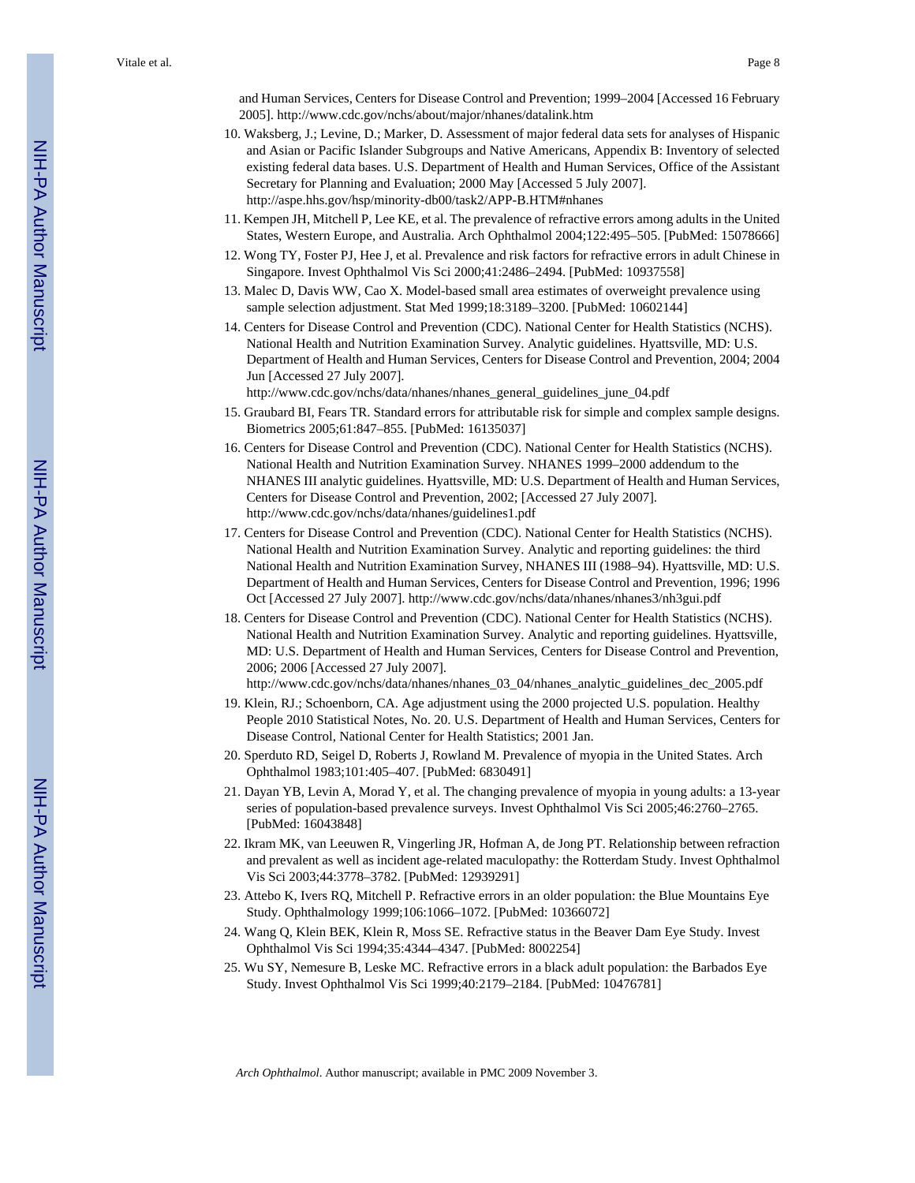and Human Services, Centers for Disease Control and Prevention; 1999–2004 [Accessed 16 February 2005]. http://www.cdc.gov/nchs/about/major/nhanes/datalink.htm

10. Waksberg, J.; Levine, D.; Marker, D. Assessment of major federal data sets for analyses of Hispanic and Asian or Pacific Islander Subgroups and Native Americans, Appendix B: Inventory of selected existing federal data bases. U.S. Department of Health and Human Services, Office of the Assistant Secretary for Planning and Evaluation; 2000 May [Accessed 5 July 2007]. http://aspe.hhs.gov/hsp/minority-db00/task2/APP-B.HTM#nhanes
11. Kempen JH, Mitchell P, Lee KE, et al. The prevalence of refractive errors among adults in the United States, Western Europe, and Australia. Arch Ophthalmol 2004;122:495–505. [PubMed: 15078666]
12. Wong TY, Foster PJ, Hee J, et al. Prevalence and risk factors for refractive errors in adult Chinese in Singapore. Invest Ophthalmol Vis Sci 2000;41:2486–2494. [PubMed: 10937558]
13. Malec D, Davis WW, Cao X. Model-based small area estimates of overweight prevalence using sample selection adjustment. Stat Med 1999;18:3189–3200. [PubMed: 10602144]
14. Centers for Disease Control and Prevention (CDC). National Center for Health Statistics (NCHS). National Health and Nutrition Examination Survey. Analytic guidelines. Hyattsville, MD: U.S. Department of Health and Human Services, Centers for Disease Control and Prevention, 2004; 2004 Jun [Accessed 27 July 2007]. http://www.cdc.gov/nchs/data/nhanes/nhanes_general_guidelines_june_04.pdf
15. Graubard BI, Fears TR. Standard errors for attributable risk for simple and complex sample designs. Biometrics 2005;61:847–855. [PubMed: 16135037]
16. Centers for Disease Control and Prevention (CDC). National Center for Health Statistics (NCHS). National Health and Nutrition Examination Survey. NHANES 1999–2000 addendum to the NHANES III analytic guidelines. Hyattsville, MD: U.S. Department of Health and Human Services, Centers for Disease Control and Prevention, 2002; [Accessed 27 July 2007]. http://www.cdc.gov/nchs/data/nhanes/guidelines1.pdf
17. Centers for Disease Control and Prevention (CDC). National Center for Health Statistics (NCHS). National Health and Nutrition Examination Survey. Analytic and reporting guidelines: the third National Health and Nutrition Examination Survey, NHANES III (1988–94). Hyattsville, MD: U.S. Department of Health and Human Services, Centers for Disease Control and Prevention, 1996; 1996 Oct [Accessed 27 July 2007]. http://www.cdc.gov/nchs/data/nhanes/nhanes3/nh3gui.pdf
18. Centers for Disease Control and Prevention (CDC). National Center for Health Statistics (NCHS). National Health and Nutrition Examination Survey. Analytic and reporting guidelines. Hyattsville, MD: U.S. Department of Health and Human Services, Centers for Disease Control and Prevention, 2006; 2006 [Accessed 27 July 2007]. http://www.cdc.gov/nchs/data/nhanes/nhanes_03_04/nhanes_analytic_guidelines_dec_2005.pdf
19. Klein, RJ.; Schoenborn, CA. Age adjustment using the 2000 projected U.S. population. Healthy People 2010 Statistical Notes, No. 20. U.S. Department of Health and Human Services, Centers for Disease Control, National Center for Health Statistics; 2001 Jan.
20. Sperduto RD, Seigel D, Roberts J, Rowland M. Prevalence of myopia in the United States. Arch Ophthalmol 1983;101:405–407. [PubMed: 6830491]
21. Dayan YB, Levin A, Morad Y, et al. The changing prevalence of myopia in young adults: a 13-year series of population-based prevalence surveys. Invest Ophthalmol Vis Sci 2005;46:2760–2765. [PubMed: 16043848]
22. Ikram MK, van Leeuwen R, Vingerling JR, Hofman A, de Jong PT. Relationship between refraction and prevalent as well as incident age-related maculopathy: the Rotterdam Study. Invest Ophthalmol Vis Sci 2003;44:3778–3782. [PubMed: 12939291]
23. Attebo K, Ivers RQ, Mitchell P. Refractive errors in an older population: the Blue Mountains Eye Study. Ophthalmology 1999;106:1066–1072. [PubMed: 10366072]
24. Wang Q, Klein BEK, Klein R, Moss SE. Refractive status in the Beaver Dam Eye Study. Invest Ophthalmol Vis Sci 1994;35:4344–4347. [PubMed: 8002254]
25. Wu SY, Nemesure B, Leske MC. Refractive errors in a black adult population: the Barbados Eye Study. Invest Ophthalmol Vis Sci 1999;40:2179–2184. [PubMed: 10476781]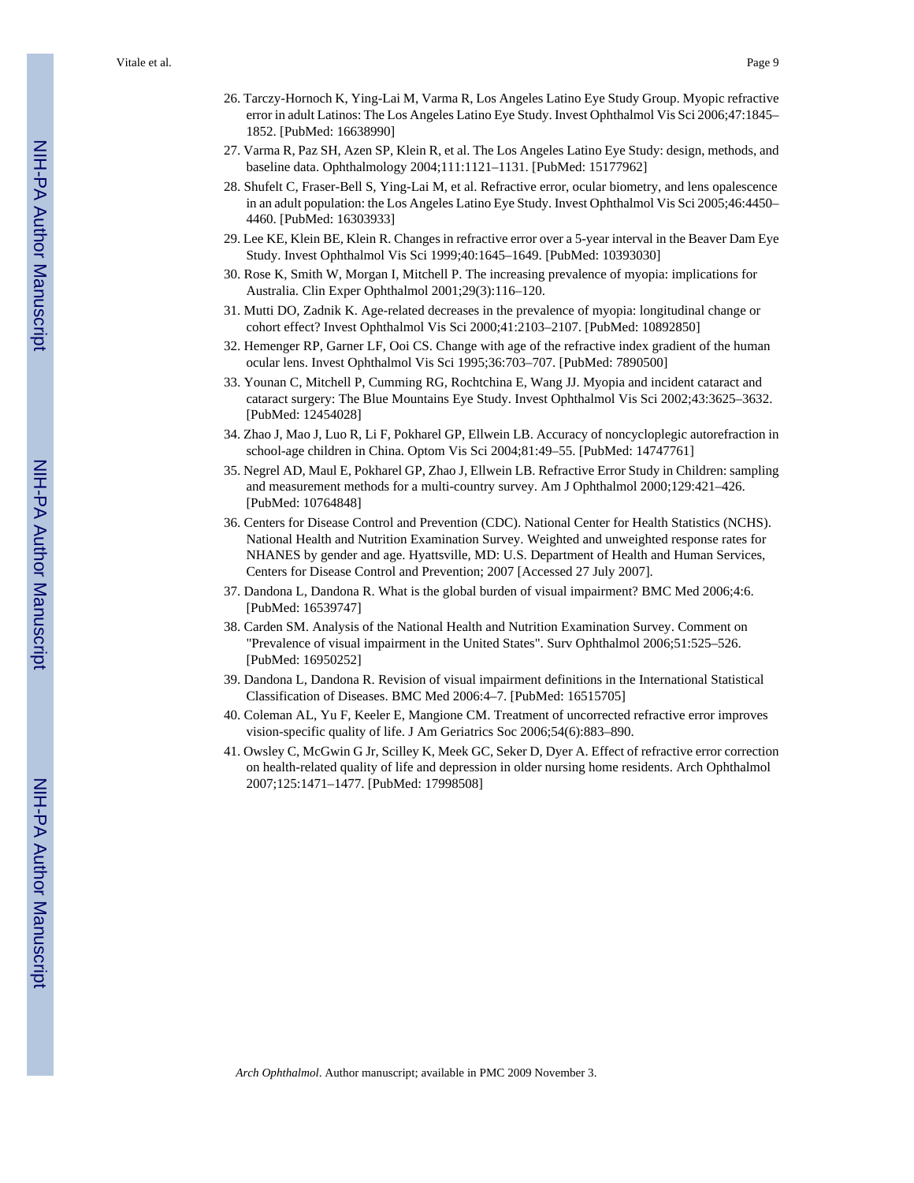26. Tarczy-Hornoch K, Ying-Lai M, Varma R, Los Angeles Latino Eye Study Group. Myopic refractive error in adult Latinos: The Los Angeles Latino Eye Study. Invest Ophthalmol Vis Sci 2006;47:1845–1852. [PubMed: 16638990]
27. Varma R, Paz SH, Azen SP, Klein R, et al. The Los Angeles Latino Eye Study: design, methods, and baseline data. Ophthalmology 2004;111:1121–1131. [PubMed: 15177962]
28. Shufelt C, Fraser-Bell S, Ying-Lai M, et al. Refractive error, ocular biometry, and lens opalescence in an adult population: the Los Angeles Latino Eye Study. Invest Ophthalmol Vis Sci 2005;46:4450–4460. [PubMed: 16303933]
29. Lee KE, Klein BE, Klein R. Changes in refractive error over a 5-year interval in the Beaver Dam Eye Study. Invest Ophthalmol Vis Sci 1999;40:1645–1649. [PubMed: 10393030]
30. Rose K, Smith W, Morgan I, Mitchell P. The increasing prevalence of myopia: implications for Australia. Clin Exper Ophthalmol 2001;29(3):116–120.
31. Mutti DO, Zadnik K. Age-related decreases in the prevalence of myopia: longitudinal change or cohort effect? Invest Ophthalmol Vis Sci 2000;41:2103–2107. [PubMed: 10892850]
32. Hemenger RP, Garner LF, Ooi CS. Change with age of the refractive index gradient of the human ocular lens. Invest Ophthalmol Vis Sci 1995;36:703–707. [PubMed: 7890500]
33. Younan C, Mitchell P, Cumming RG, Rochtchina E, Wang JJ. Myopia and incident cataract and cataract surgery: The Blue Mountains Eye Study. Invest Ophthalmol Vis Sci 2002;43:3625–3632. [PubMed: 12454028]
34. Zhao J, Mao J, Luo R, Li F, Pokharel GP, Ellwein LB. Accuracy of noncycloplegic autorefraction in school-age children in China. Optom Vis Sci 2004;81:49–55. [PubMed: 14747761]
35. Negrel AD, Maul E, Pokharel GP, Zhao J, Ellwein LB. Refractive Error Study in Children: sampling and measurement methods for a multi-country survey. Am J Ophthalmol 2000;129:421–426. [PubMed: 10764848]
36. Centers for Disease Control and Prevention (CDC). National Center for Health Statistics (NCHS). National Health and Nutrition Examination Survey. Weighted and unweighted response rates for NHANES by gender and age. Hyattsville, MD: U.S. Department of Health and Human Services, Centers for Disease Control and Prevention; 2007 [Accessed 27 July 2007].
37. Dandona L, Dandona R. What is the global burden of visual impairment? BMC Med 2006;4:6. [PubMed: 16539747]
38. Carden SM. Analysis of the National Health and Nutrition Examination Survey. Comment on "Prevalence of visual impairment in the United States". Surv Ophthalmol 2006;51:525–526. [PubMed: 16950252]
39. Dandona L, Dandona R. Revision of visual impairment definitions in the International Statistical Classification of Diseases. BMC Med 2006:4–7. [PubMed: 16515705]
40. Coleman AL, Yu F, Keeler E, Mangione CM. Treatment of uncorrected refractive error improves vision-specific quality of life. J Am Geriatrics Soc 2006;54(6):883–890.
41. Owsley C, McGwin G Jr, Scilley K, Meek GC, Seker D, Dyer A. Effect of refractive error correction on health-related quality of life and depression in older nursing home residents. Arch Ophthalmol 2007;125:1471–1477. [PubMed: 17998508]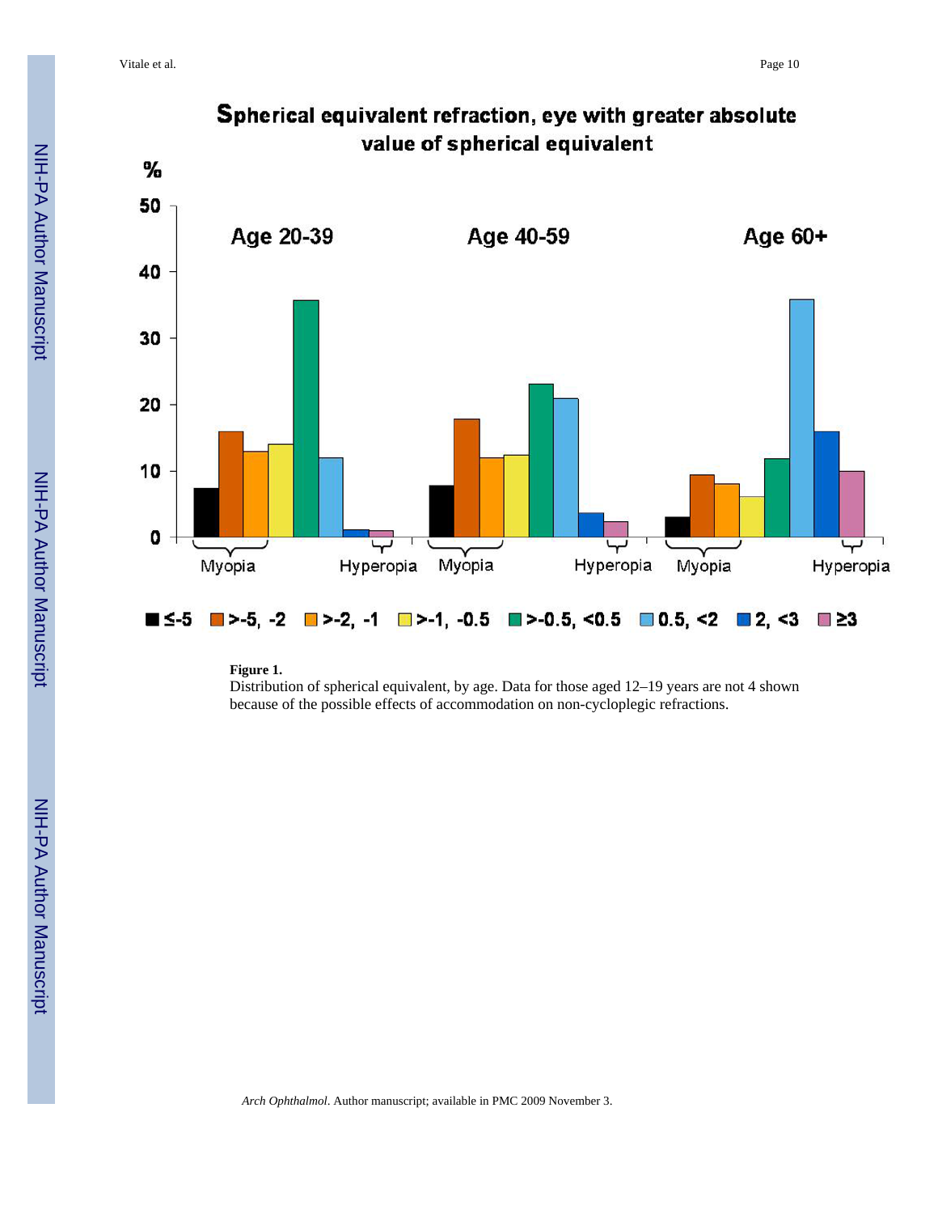**Figure 1.**

Distribution of spherical equivalent, by age. Data for those aged 12–19 years are not 4 shown because of the possible effects of accommodation on non-cycloplegic refractions.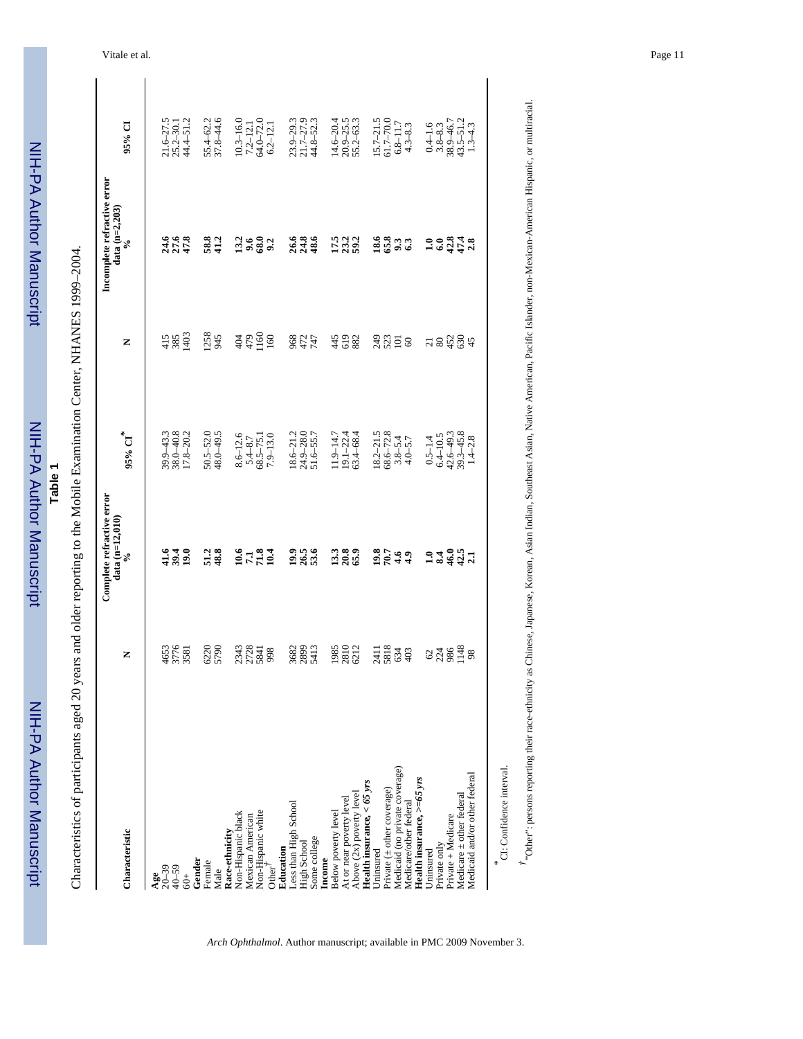**Table 1**

Characteristics of participants aged 20 years and older reporting to the Mobile Examination Center, NHANES 1999–2004.

| Characteristic | N | Complete refractive error data (n=12,010) % | 95% CI* | N | Incomplete refractive error data (n=2,203) % | 95% CI |
|---|---|---|---|---|---|---|
| **Age** | | | | | | |
| 20–39 | 4653 | **41.6** | 39.9–43.3 | 415 | **24.6** | 21.6–27.5 |
| 40–59 | 3776 | **39.4** | 38.0–40.8 | 385 | **27.6** | 25.2–30.1 |
| 60+ | 3581 | **19.0** | 17.8–20.2 | 1403 | **47.8** | 44.4–51.2 |
| **Gender** | | | | | | |
| Female | 6220 | **51.2** | 50.5–52.0 | 1258 | **58.8** | 55.4–62.2 |
| Male | 5790 | **48.8** | 48.0–49.5 | 945 | **41.2** | 37.8–44.6 |
| **Race-ethnicity** | | | | | | |
| Non-Hispanic black | 2343 | **10.6** | 8.6–12.6 | 404 | **13.2** | 10.3–16.0 |
| Mexican American | 2728 | **7.1** | 5.4–8.7 | 479 | **9.6** | 7.2–12.1 |
| Non-Hispanic white | 5841 | **71.8** | 68.5–75.1 | 1160 | **68.0** | 64.0–72.0 |
| Other[†] | 998 | **10.4** | 7.9–13.0 | 160 | **9.2** | 6.2–12.1 |
| **Education** | | | | | | |
| Less than High School | 3682 | **19.9** | 18.6–21.2 | 968 | **26.6** | 23.9–29.3 |
| High School | 2899 | **26.5** | 24.9–28.0 | 472 | **24.8** | 21.7–27.9 |
| Some college | 5413 | **53.6** | 51.6–55.7 | 747 | **48.6** | 44.8–52.3 |
| **Income** | | | | | | |
| Below poverty level | 1985 | **13.3** | 11.9–14.7 | 445 | **17.5** | 14.6–20.4 |
| At or near poverty level | 2810 | **20.8** | 19.1–22.4 | 619 | **23.2** | 20.9–25.5 |
| Above (2x) poverty level | 6212 | **65.9** | 63.4–68.4 | 882 | **59.2** | 55.2–63.3 |
| ***Health insurance, < 65 yrs*** | | | | | | |
| Uninsured | 2411 | **19.8** | 18.2–21.5 | 249 | **18.6** | 15.7–21.5 |
| Private (± other coverage) | 5818 | **70.7** | 68.6–72.8 | 523 | **65.8** | 61.7–70.0 |
| Medicaid (no private coverage) | 634 | **4.6** | 3.8–5.4 | 101 | **9.3** | 6.8–11.7 |
| Medicare/other federal | 403 | **4.9** | 4.0–5.7 | 60 | **6.3** | 4.3–8.3 |
| ***Health insurance, >=65 yrs*** | | | | | | |
| Uninsured | 62 | **1.0** | 0.5–1.4 | 21 | **1.0** | 0.4–1.6 |
| Private only | 224 | **8.4** | 6.4–10.5 | 80 | **6.0** | 3.8–8.3 |
| Private + Medicare | 986 | **46.0** | 42.6–49.3 | 452 | **42.8** | 38.9–46.7 |
| Medicare ± other federal | 1148 | **42.5** | 39.3–45.8 | 630 | **47.4** | 43.5–51.2 |
| Medicaid and/or other federal | 98 | **2.1** | 1.4–2.8 | 45 | **2.8** | 1.3–4.3 |

\* CI: Confidence interval.

† "Other": persons reporting their race-ethnicity as Chinese, Japanese, Korean, Asian Indian, Southeast Asian, Native American, Pacific Islander, non-Mexican-American Hispanic, or multiracial.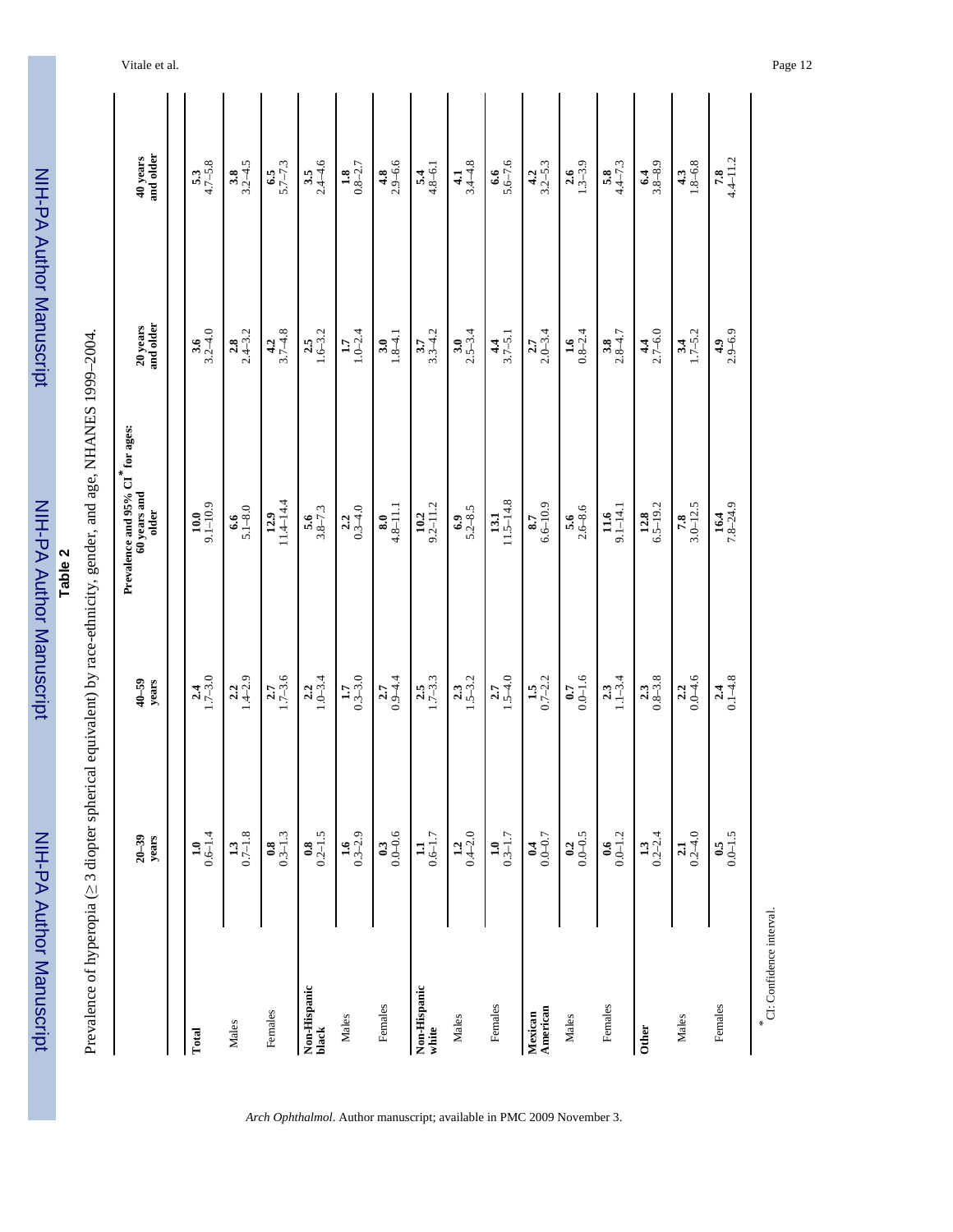**Table 2**

Prevalence of hyperopia (≥ 3 diopter spherical equivalent) by race-ethnicity, gender, and age, NHANES 1999–2004.

| | Prevalence and 95% CI* for ages: | | | | |
|---|---|---|---|---|---|
| | 20–39 years | 40–59 years | 60 years and older | 20 years and older | 40 years and older |
| **Total** | **1.0** 0.6–1.4 | **2.4** 1.7–3.0 | **10.0** 9.1–10.9 | **3.6** 3.2–4.0 | **5.3** 4.7–5.8 |
| Males | **1.3** 0.7–1.8 | **2.2** 1.4–2.9 | **6.6** 5.1–8.0 | **2.8** 2.4–3.2 | **3.8** 3.2–4.5 |
| Females | **0.8** 0.3–1.3 | **2.7** 1.7–3.6 | **12.9** 11.4–14.4 | **4.2** 3.7–4.8 | **6.5** 5.7–7.3 |
| **Non-Hispanic black** | **0.8** 0.2–1.5 | **2.2** 1.0–3.4 | **5.6** 3.8–7.3 | **2.5** 1.6–3.2 | **3.5** 2.4–4.6 |
| Males | **1.6** 0.3–2.9 | **1.7** 0.3–3.0 | **2.2** 0.3–4.0 | **1.7** 1.0–2.4 | **1.8** 0.8–2.7 |
| Females | **0.3** 0.0–0.6 | **2.7** 0.9–4.4 | **8.0** 4.8–11.1 | **3.0** 1.8–4.1 | **4.8** 2.9–6.6 |
| **Non-Hispanic white** | **1.1** 0.6–1.7 | **2.5** 1.7–3.3 | **10.2** 9.2–11.2 | **3.7** 3.3–4.2 | **5.4** 4.8–6.1 |
| Males | **1.2** 0.4–2.0 | **2.3** 1.5–3.2 | **6.9** 5.2–8.5 | **3.0** 2.5–3.4 | **4.1** 3.4–4.8 |
| Females | **1.0** 0.3–1.7 | **2.7** 1.5–4.0 | **13.1** 11.5–14.8 | **4.4** 3.7–5.1 | **6.6** 5.6–7.6 |
| **Mexican American** | **0.4** 0.0–0.7 | **1.5** 0.7–2.2 | **8.7** 6.6–10.9 | **2.7** 2.0–3.4 | **4.2** 3.2–5.3 |
| Males | **0.2** 0.0–0.5 | **0.7** 0.0–1.6 | **5.6** 2.6–8.6 | **1.6** 0.8–2.4 | **2.6** 1.3–3.9 |
| Females | **0.6** 0.0–1.2 | **2.3** 1.1–3.4 | **11.6** 9.1–14.1 | **3.8** 2.8–4.7 | **5.8** 4.4–7.3 |
| **Other** | **1.3** 0.2–2.4 | **2.3** 0.8–3.8 | **12.8** 6.5–19.2 | **4.4** 2.7–6.0 | **6.4** 3.8–8.9 |
| Males | **2.1** 0.2–4.0 | **2.2** 0.0–4.6 | **7.8** 3.0–12.5 | **3.4** 1.7–5.2 | **4.3** 1.8–6.8 |
| Females | **0.5** 0.0–1.5 | **2.4** 0.1–4.8 | **16.4** 7.8–24.9 | **4.9** 2.9–6.9 | **7.8** 4.4–11.2 |

*CI: Confidence interval.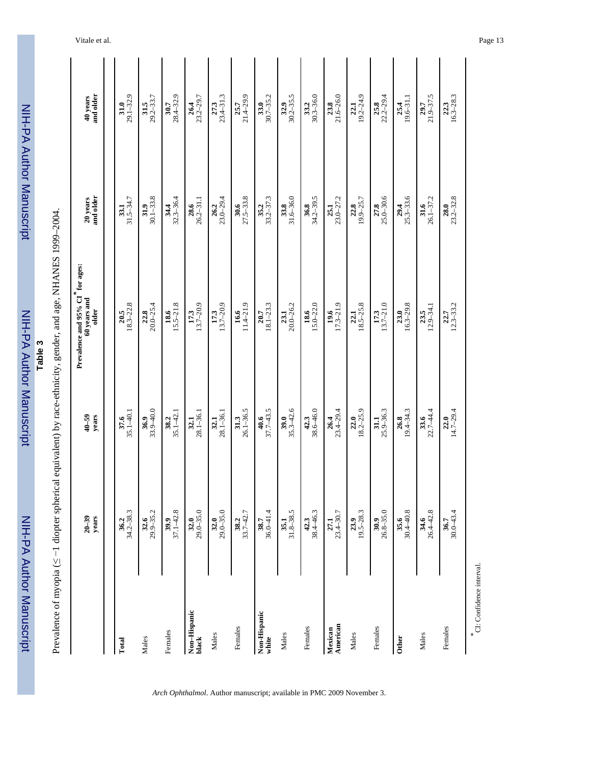**Table 3**

Prevalence of myopia (≤ −1 diopter spherical equivalent) by race-ethnicity, gender, and age, NHANES 1999–2004.

| | Prevalence and 95% CI* for ages: | | | | |
|---|---|---|---|---|---|
| | 20–39 years | 40–59 years | 60 years and older | 20 years and older | 40 years and older |
| **Total** | **36.2** 34.2–38.3 | **37.6** 35.1–40.1 | **20.5** 18.3–22.8 | **33.1** 31.5–34.7 | **31.0** 29.1–32.9 |
| Males | **32.6** 29.9–35.2 | **36.9** 33.9–40.0 | **22.8** 20.0–25.4 | **31.9** 30.1–33.8 | **31.5** 29.2–33.7 |
| Females | **39.9** 37.1–42.8 | **38.2** 35.1–42.1 | **18.6** 15.5–21.8 | **34.4** 32.3–36.4 | **30.7** 28.4–32.9 |
| **Non–Hispanic black** | **32.0** 29.0–35.0 | **32.1** 28.1–36.1 | **17.3** 13.7–20.9 | **28.6** 26.2–31.1 | **26.4** 23.2–29.7 |
| Males | **32.0** 29.0–35.0 | **32.1** 28.1–36.1 | **17.3** 13.7–20.9 | **26.2** 23.0–29.4 | **27.3** 23.4–31.3 |
| Females | **38.2** 33.7–42.7 | **31.3** 26.1–36.5 | **16.6** 11.4–21.9 | **30.6** 27.5–33.8 | **25.7** 21.4–29.9 |
| **Non-Hispanic white** | **38.7** 36.0–41.4 | **40.6** 37.7–43.5 | **20.7** 18.1–23.3 | **35.2** 33.2–37.3 | **33.0** 30.7–35.2 |
| Males | **35.1** 31.8–38.5 | **39.0** 35.3–42.6 | **23.1** 20.0–26.2 | **33.8** 31.6–36.0 | **32.9** 30.2–35.5 |
| Females | **42.3** 38.4–46.3 | **42.3** 38.6–46.0 | **18.6** 15.0–22.0 | **36.8** 34.2–39.5 | **33.2** 30.3–36.0 |
| **Mexican American** | **27.1** 23.4–30.7 | **26.4** 23.4–29.4 | **19.6** 17.3–21.9 | **25.1** 23.0–27.2 | **23.8** 21.6–26.0 |
| Males | **23.9** 19.5–28.3 | **22.0** 18.2–25.9 | **22.1** 18.5–25.8 | **22.8** 19.9–25.7 | **22.1** 19.2–24.9 |
| Females | **30.9** 26.8–35.0 | **31.1** 25.9–36.3 | **17.3** 13.7–21.0 | **27.8** 25.0–30.6 | **25.8** 22.2–29.4 |
| **Other** | **35.6** 30.4–40.8 | **26.8** 19.4–34.3 | **23.0** 16.3–29.8 | **29.4** 25.3–33.6 | **25.4** 19.6–31.1 |
| Males | **34.6** 26.4–42.8 | **33.6** 22.7–44.4 | **23.5** 12.9–34.1 | **31.6** 26.1–37.2 | **29.7** 21.9–37.5 |
| Females | **36.7** 30.0–43.4 | **22.0** 14.7–29.4 | **22.7** 12.3–33.2 | **28.0** 23.2–32.8 | **22.3** 16.3–28.3 |

\* CI: Confidence interval.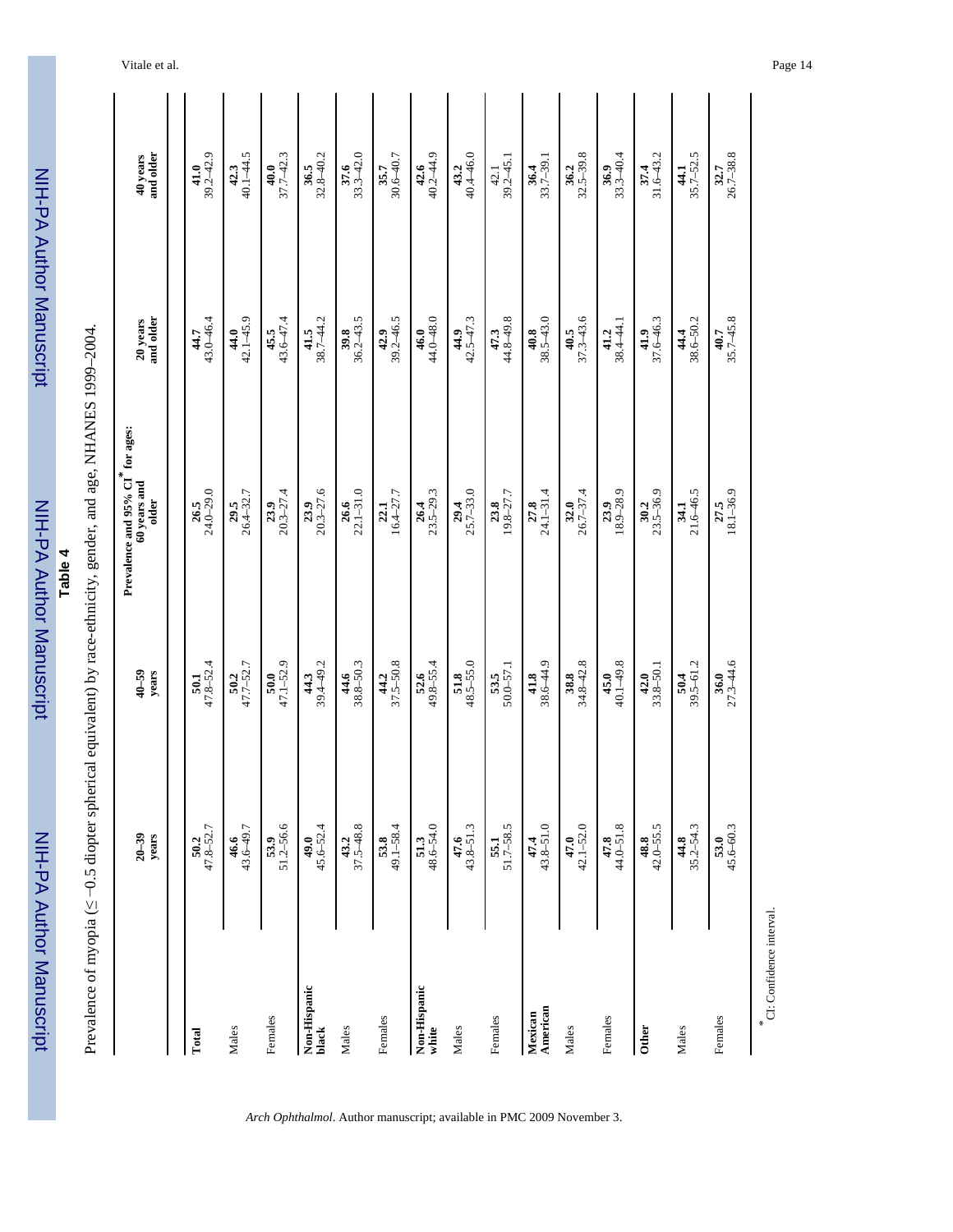**Table 4**

Prevalence of myopia (≤ −0.5 diopter spherical equivalent) by race-ethnicity, gender, and age, NHANES 1999–2004.

| | Prevalence and 95% CI* for ages: | | | | |
|---|---|---|---|---|---|
| | 20–39 years | 40–59 years | 60 years and older | 20 years and older | 40 years and older |
| **Total** | **50.2** 47.8–52.7 | **50.1** 47.8–52.4 | **26.5** 24.0–29.0 | **44.7** 43.0–46.4 | **41.0** 39.2–42.9 |
| Males | **46.6** 43.6–49.7 | **50.2** 47.7–52.7 | **29.5** 26.4–32.7 | **44.0** 42.1–45.9 | **42.3** 40.1–44.5 |
| Females | **53.9** 51.2–56.6 | **50.0** 47.1–52.9 | **23.9** 20.3–27.4 | **45.5** 43.6–47.4 | **40.0** 37.7–42.3 |
| **Non-Hispanic black** | **49.0** 45.6–52.4 | **44.3** 39.4–49.2 | **23.9** 20.3–27.6 | **41.5** 38.7–44.2 | **36.5** 32.8–40.2 |
| Males | **43.2** 37.5–48.8 | **44.6** 38.8–50.3 | **26.6** 22.1–31.0 | **39.8** 36.2–43.5 | **37.6** 33.3–42.0 |
| Females | **53.8** 49.1–58.4 | **44.2** 37.5–50.8 | **22.1** 16.4–27.7 | **42.9** 39.2–46.5 | **35.7** 30.6–40.7 |
| **Non-Hispanic white** | **51.3** 48.6–54.0 | **52.6** 49.8–55.4 | **26.4** 23.5–29.3 | **46.0** 44.0–48.0 | **42.6** 40.2–44.9 |
| Males | **47.6** 43.8–51.3 | **51.8** 48.5–55.0 | **29.4** 25.7–33.0 | **44.9** 42.5–47.3 | **43.2** 40.4–46.0 |
| Females | **55.1** 51.7–58.5 | **53.5** 50.0–57.1 | **23.8** 19.8–27.7 | **47.3** 44.8–49.8 | 42.1 39.2–45.1 |
| **Mexican American** | **47.4** 43.8–51.0 | **41.8** 38.6–44.9 | **27.8** 24.1–31.4 | **40.8** 38.5–43.0 | **36.4** 33.7–39.1 |
| Males | **47.0** 42.1–52.0 | **38.8** 34.8–42.8 | **32.0** 26.7–37.4 | **40.5** 37.3–43.6 | **36.2** 32.5–39.8 |
| Females | **47.8** 44.0–51.8 | **45.0** 40.1–49.8 | **23.9** 18.9–28.9 | **41.2** 38.4–44.1 | **36.9** 33.3–40.4 |
| **Other** | **48.8** 42.0–55.5 | **42.0** 33.8–50.1 | **30.2** 23.5–36.9 | **41.9** 37.6–46.3 | **37.4** 31.6–43.2 |
| Males | **44.8** 35.2–54.3 | **50.4** 39.5–61.2 | **34.1** 21.6–46.5 | **44.4** 38.6–50.2 | **44.1** 35.7–52.5 |
| Females | **53.0** 45.6–60.3 | **36.0** 27.3–44.6 | **27.5** 18.1–36.9 | **40.7** 35.7–45.8 | **32.7** 26.7–38.8 |

* CI: Confidence interval.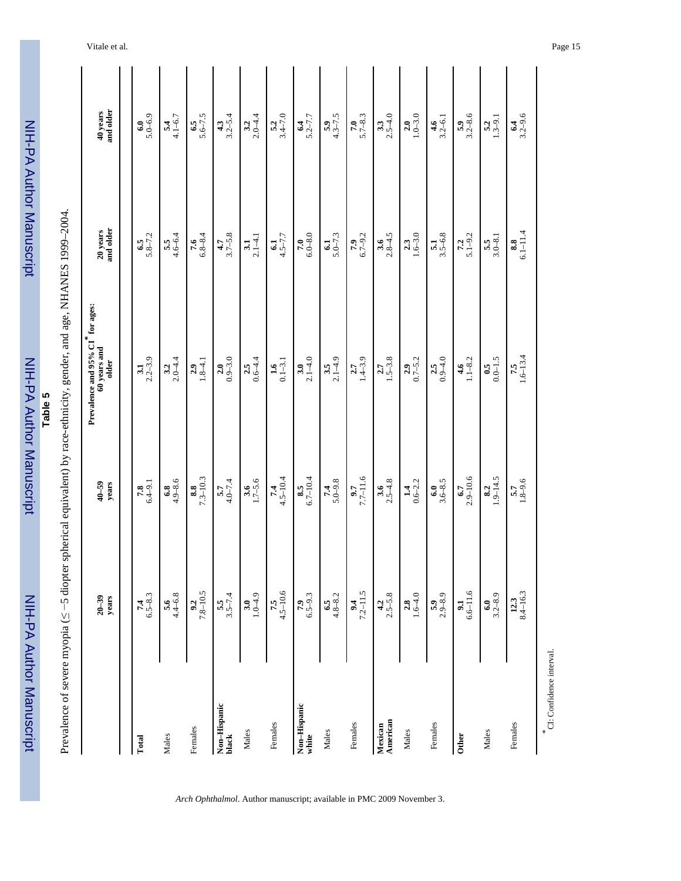**Table 5**

Prevalence of severe myopia (≤ −5 diopter spherical equivalent) by race-ethnicity, gender, and age, NHANES 1999–2004.

| | Prevalence and 95% CI* for ages: | | | | |
|---|---|---|---|---|---|
| | 20–39 years | 40–59 years | 60 years and older | 20 years and older | 40 years and older |
| **Total** | **7.4** 6.5–8.3 | **7.8** 6.4–9.1 | **3.1** 2.2–3.9 | **6.5** 5.8–7.2 | **6.0** 5.0–6.9 |
| Males | **5.6** 4.4–6.8 | **6.8** 4.9–8.6 | **3.2** 2.0–4.4 | **5.5** 4.6–6.4 | **5.4** 4.1–6.7 |
| Females | **9.2** 7.8–10.5 | **8.8** 7.3–10.3 | **2.9** 1.8–4.1 | **7.6** 6.8–8.4 | **6.5** 5.6–7.5 |
| **Non–Hispanic black** | **5.5** 3.5–7.4 | **5.7** 4.0–7.4 | **2.0** 0.9–3.0 | **4.7** 3.7–5.8 | **4.3** 3.2–5.4 |
| Males | **3.0** 1.0–4.9 | **3.6** 1.7–5.6 | **2.5** 0.6–4.4 | **3.1** 2.1–4.1 | **3.2** 2.0–4.4 |
| Females | **7.5** 4.5–10.6 | **7.4** 4.5–10.4 | **1.6** 0.1–3.1 | **6.1** 4.5–7.7 | **5.2** 3.4–7.0 |
| **Non–Hispanic white** | **7.9** 6.5–9.3 | **8.5** 6.7–10.4 | **3.0** 2.1–4.0 | **7.0** 6.0–8.0 | **6.4** 5.2–7.7 |
| Males | **6.5** 4.8–8.2 | **7.4** 5.0–9.8 | **3.5** 2.1–4.9 | **6.1** 5.0–7.3 | **5.9** 4.3–7.5 |
| Females | **9.4** 7.2–11.5 | **9.7** 7.7–11.6 | **2.7** 1.4–3.9 | **7.9** 6.7–9.2 | **7.0** 5.7–8.3 |
| **Mexican American** | **4.2** 2.5–5.8 | **3.6** 2.5–4.8 | **2.7** 1.5–3.8 | **3.6** 2.8–4.5 | **3.3** 2.5–4.0 |
| Males | **2.8** 1.6–4.0 | **1.4** 0.6–2.2 | **2.9** 0.7–5.2 | **2.3** 1.6–3.0 | **2.0** 1.0–3.0 |
| Females | **5.9** 2.9–8.9 | **6.0** 3.6–8.5 | **2.5** 0.9–4.0 | **5.1** 3.5–6.8 | **4.6** 3.2–6.1 |
| **Other** | **9.1** 6.6–11.6 | **6.7** 2.9–10.6 | **4.6** 1.1–8.2 | **7.2** 5.1–9.2 | **5.9** 3.2–8.6 |
| Males | **6.0** 3.2–8.9 | **8.2** 1.9–14.5 | **0.5** 0.0–1.5 | **5.5** 3.0–8.1 | **5.2** 1.3–9.1 |
| Females | **12.3** 8.4–16.3 | **5.7** 1.8–9.6 | **7.5** 1.6–13.4 | **8.8** 6.1–11.4 | **6.4** 3.2–9.6 |

*CI: Confidence interval.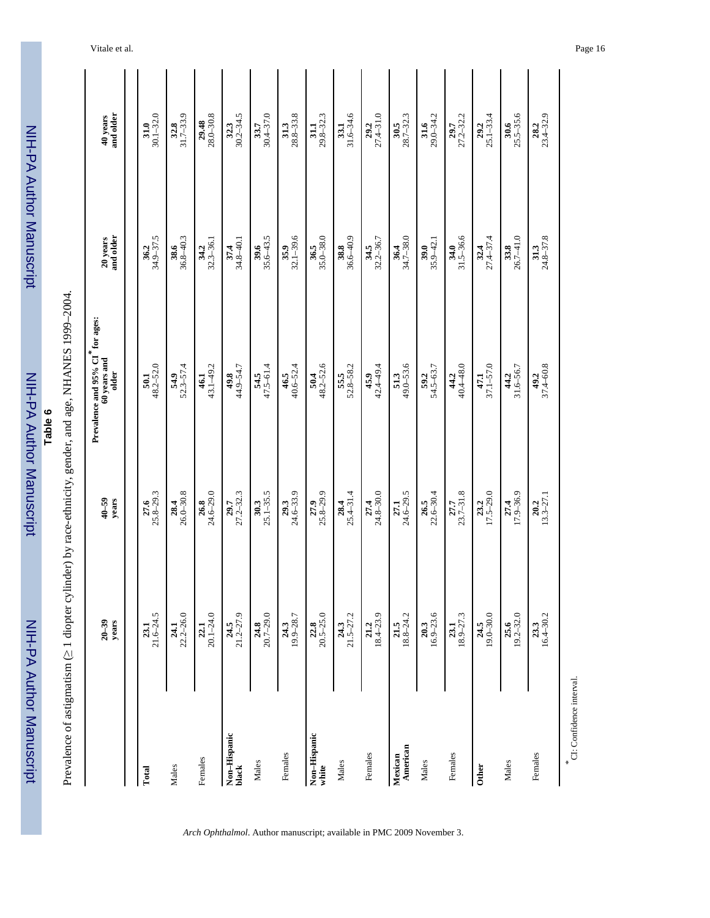## Table 6

Prevalence of astigmatism (≥ 1 diopter cylinder) by race-ethnicity, gender, and age, NHANES 1999–2004.

| | Prevalence and 95% CI* for ages: | | | | |
|---|---|---|---|---|---|
| | 20–39 years | 40–59 years | 60 years and older | 20 years and older | 40 years and older |
| **Total** | **23.1** 21.6–24.5 | **27.6** 25.8–29.3 | **50.1** 48.2–52.0 | **36.2** 34.9–37.5 | **31.0** 30.1–32.0 |
| Males | **24.1** 22.2–26.0 | **28.4** 26.0–30.8 | **54.9** 52.3–57.4 | **38.6** 36.8–40.3 | **32.8** 31.7–33.9 |
| Females | **22.1** 20.1–24.0 | **26.8** 24.6–29.0 | **46.1** 43.1–49.2 | **34.2** 32.3–36.1 | **29.48** 28.0–30.8 |
| **Non–Hispanic black** | **24.5** 21.2–27.9 | **29.7** 27.2–32.3 | **49.8** 44.9–54.7 | **37.4** 34.8–40.1 | **32.3** 30.2–34.5 |
| Males | **24.8** 20.7–29.0 | **30.3** 25.1–35.5 | **54.5** 47.5–61.4 | **39.6** 35.6–43.5 | **33.7** 30.4–37.0 |
| Females | **24.3** 19.9–28.7 | **29.3** 24.6–33.9 | **46.5** 40.6–52.4 | **35.9** 32.1–39.6 | **31.3** 28.8–33.8 |
| **Non–Hispanic white** | **22.8** 20.5–25.0 | **27.9** 25.8–29.9 | **50.4** 48.2–52.6 | **36.5** 35.0–38.0 | **31.1** 29.8–32.3 |
| Males | **24.3** 21.5–27.2 | **28.4** 25.4–31.4 | **55.5** 52.8–58.2 | **38.8** 36.6–40.9 | **33.1** 31.6–34.6 |
| Females | **21.2** 18.4–23.9 | **27.4** 24.8–30.0 | **45.9** 42.4–49.4 | **34.5** 32.2–36.7 | **29.2** 27.4–31.0 |
| **Mexican American** | **21.5** 18.8–24.2 | **27.1** 24.6–29.5 | **51.3** 49.0–53.6 | **36.4** 34.7–38.0 | **30.5** 28.7–32.3 |
| Males | **20.3** 16.9–23.6 | **26.5** 22.6–30.4 | **59.2** 54.5–63.7 | **39.0** 35.9–42.1 | **31.6** 29.0–34.2 |
| Females | **23.1** 18.9–27.3 | **27.7** 23.7–31.8 | **44.2** 40.4–48.0 | **34.0** 31.5–36.6 | **29.7** 27.2–32.2 |
| **Other** | **24.5** 19.0–30.0 | **23.2** 17.5–29.0 | **47.1** 37.1–57.0 | **32.4** 27.4–37.4 | **29.2** 25.1–33.4 |
| Males | **25.6** 19.2–32.0 | **27.4** 17.9–36.9 | **44.2** 31.6–56.7 | **33.8** 26.7–41.0 | **30.6** 25.5–35.6 |
| Females | **23.3** 16.4–30.2 | **20.2** 13.3–27.1 | **49.2** 37.4–60.8 | **31.3** 24.8–37.8 | **28.2** 23.4–32.9 |

* CI: Confidence interval.